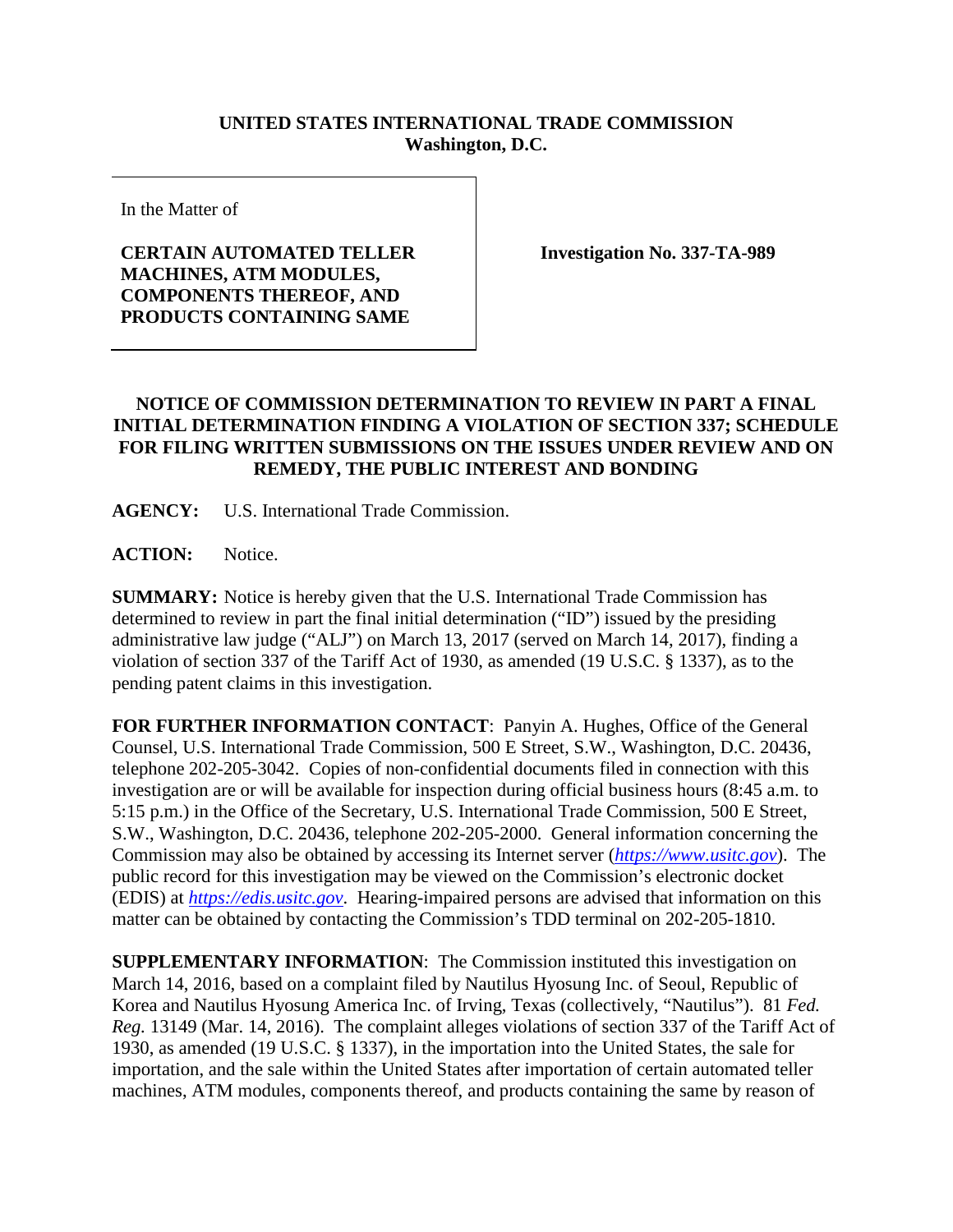**UNITED STATES INTERNATIONAL TRADE COMMISSION**
**Washington, D.C.**

| In the Matter of<br><br>**CERTAIN AUTOMATED TELLER MACHINES, ATM MODULES, COMPONENTS THEREOF, AND PRODUCTS CONTAINING SAME** | **Investigation No. 337-TA-989** |
|---|---|

**NOTICE OF COMMISSION DETERMINATION TO REVIEW IN PART A FINAL INITIAL DETERMINATION FINDING A VIOLATION OF SECTION 337; SCHEDULE FOR FILING WRITTEN SUBMISSIONS ON THE ISSUES UNDER REVIEW AND ON REMEDY, THE PUBLIC INTEREST AND BONDING**

**AGENCY:** U.S. International Trade Commission.

**ACTION:** Notice.

**SUMMARY:** Notice is hereby given that the U.S. International Trade Commission has determined to review in part the final initial determination ("ID") issued by the presiding administrative law judge ("ALJ") on March 13, 2017 (served on March 14, 2017), finding a violation of section 337 of the Tariff Act of 1930, as amended (19 U.S.C. § 1337), as to the pending patent claims in this investigation.

**FOR FURTHER INFORMATION CONTACT**: Panyin A. Hughes, Office of the General Counsel, U.S. International Trade Commission, 500 E Street, S.W., Washington, D.C. 20436, telephone 202-205-3042. Copies of non-confidential documents filed in connection with this investigation are or will be available for inspection during official business hours (8:45 a.m. to 5:15 p.m.) in the Office of the Secretary, U.S. International Trade Commission, 500 E Street, S.W., Washington, D.C. 20436, telephone 202-205-2000. General information concerning the Commission may also be obtained by accessing its Internet server (*https://www.usitc.gov*). The public record for this investigation may be viewed on the Commission's electronic docket (EDIS) at *https://edis.usitc.gov*. Hearing-impaired persons are advised that information on this matter can be obtained by contacting the Commission's TDD terminal on 202-205-1810.

**SUPPLEMENTARY INFORMATION**: The Commission instituted this investigation on March 14, 2016, based on a complaint filed by Nautilus Hyosung Inc. of Seoul, Republic of Korea and Nautilus Hyosung America Inc. of Irving, Texas (collectively, "Nautilus"). 81 *Fed. Reg.* 13149 (Mar. 14, 2016). The complaint alleges violations of section 337 of the Tariff Act of 1930, as amended (19 U.S.C. § 1337), in the importation into the United States, the sale for importation, and the sale within the United States after importation of certain automated teller machines, ATM modules, components thereof, and products containing the same by reason of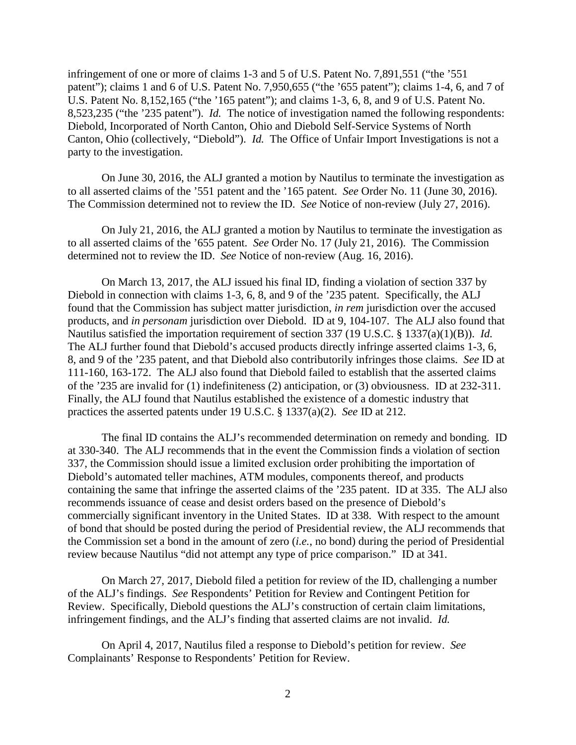infringement of one or more of claims 1-3 and 5 of U.S. Patent No. 7,891,551 ("the '551 patent"); claims 1 and 6 of U.S. Patent No. 7,950,655 ("the '655 patent"); claims 1-4, 6, and 7 of U.S. Patent No. 8,152,165 ("the '165 patent"); and claims 1-3, 6, 8, and 9 of U.S. Patent No. 8,523,235 ("the '235 patent"). *Id.* The notice of investigation named the following respondents: Diebold, Incorporated of North Canton, Ohio and Diebold Self-Service Systems of North Canton, Ohio (collectively, "Diebold"). *Id.* The Office of Unfair Import Investigations is not a party to the investigation.

On June 30, 2016, the ALJ granted a motion by Nautilus to terminate the investigation as to all asserted claims of the '551 patent and the '165 patent. *See* Order No. 11 (June 30, 2016). The Commission determined not to review the ID. *See* Notice of non-review (July 27, 2016).

On July 21, 2016, the ALJ granted a motion by Nautilus to terminate the investigation as to all asserted claims of the '655 patent. *See* Order No. 17 (July 21, 2016). The Commission determined not to review the ID. *See* Notice of non-review (Aug. 16, 2016).

On March 13, 2017, the ALJ issued his final ID, finding a violation of section 337 by Diebold in connection with claims 1-3, 6, 8, and 9 of the '235 patent. Specifically, the ALJ found that the Commission has subject matter jurisdiction, *in rem* jurisdiction over the accused products, and *in personam* jurisdiction over Diebold. ID at 9, 104-107. The ALJ also found that Nautilus satisfied the importation requirement of section 337 (19 U.S.C. § 1337(a)(1)(B)). *Id.* The ALJ further found that Diebold's accused products directly infringe asserted claims 1-3, 6, 8, and 9 of the '235 patent, and that Diebold also contributorily infringes those claims. *See* ID at 111-160, 163-172. The ALJ also found that Diebold failed to establish that the asserted claims of the '235 are invalid for (1) indefiniteness (2) anticipation, or (3) obviousness. ID at 232-311. Finally, the ALJ found that Nautilus established the existence of a domestic industry that practices the asserted patents under 19 U.S.C. § 1337(a)(2). *See* ID at 212.

The final ID contains the ALJ's recommended determination on remedy and bonding. ID at 330-340. The ALJ recommends that in the event the Commission finds a violation of section 337, the Commission should issue a limited exclusion order prohibiting the importation of Diebold's automated teller machines, ATM modules, components thereof, and products containing the same that infringe the asserted claims of the '235 patent. ID at 335. The ALJ also recommends issuance of cease and desist orders based on the presence of Diebold's commercially significant inventory in the United States. ID at 338. With respect to the amount of bond that should be posted during the period of Presidential review, the ALJ recommends that the Commission set a bond in the amount of zero (*i.e.*, no bond) during the period of Presidential review because Nautilus "did not attempt any type of price comparison." ID at 341.

On March 27, 2017, Diebold filed a petition for review of the ID, challenging a number of the ALJ's findings. *See* Respondents' Petition for Review and Contingent Petition for Review. Specifically, Diebold questions the ALJ's construction of certain claim limitations, infringement findings, and the ALJ's finding that asserted claims are not invalid. *Id.*

On April 4, 2017, Nautilus filed a response to Diebold's petition for review. *See* Complainants' Response to Respondents' Petition for Review.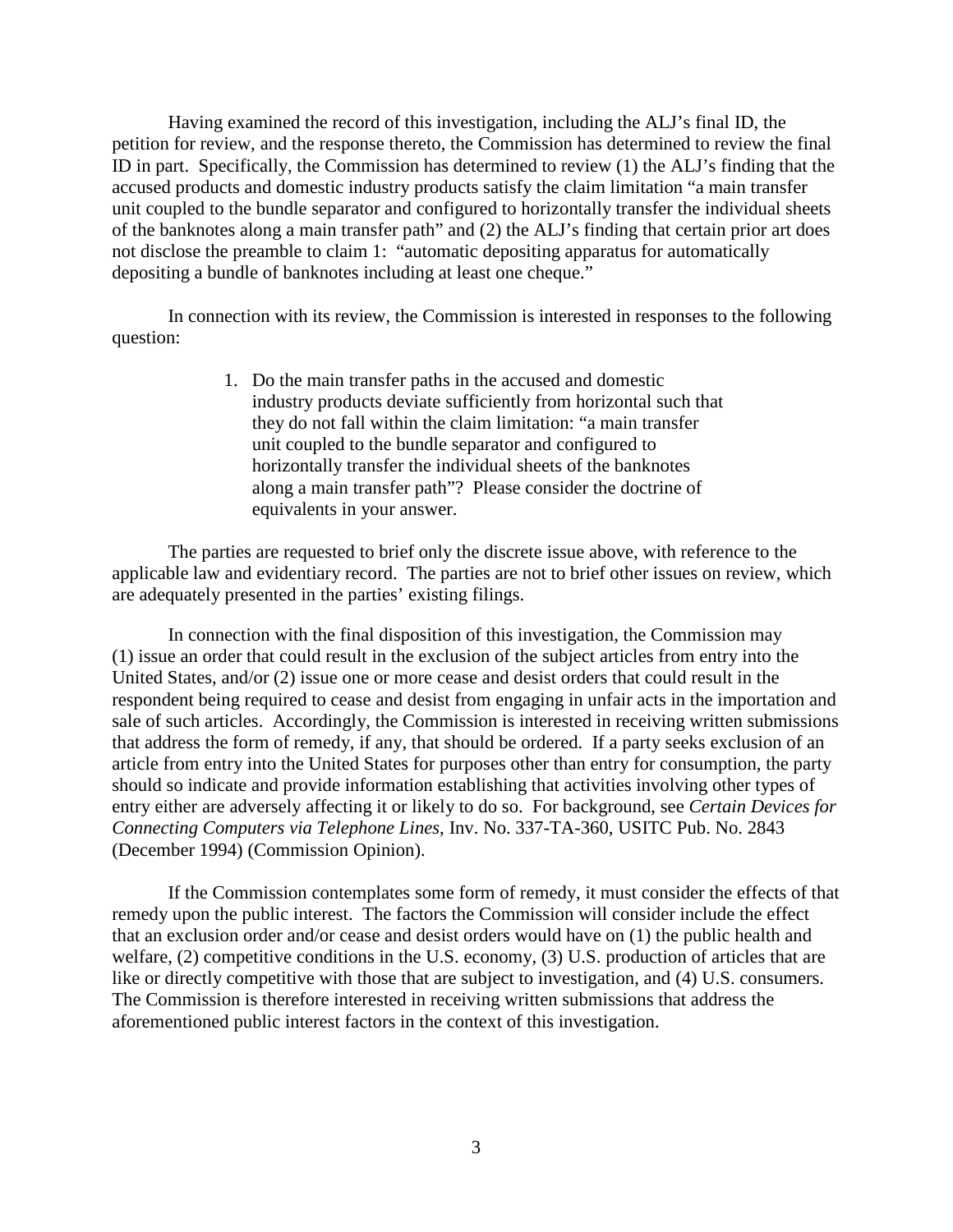Having examined the record of this investigation, including the ALJ's final ID, the petition for review, and the response thereto, the Commission has determined to review the final ID in part. Specifically, the Commission has determined to review (1) the ALJ's finding that the accused products and domestic industry products satisfy the claim limitation "a main transfer unit coupled to the bundle separator and configured to horizontally transfer the individual sheets of the banknotes along a main transfer path" and (2) the ALJ's finding that certain prior art does not disclose the preamble to claim 1: "automatic depositing apparatus for automatically depositing a bundle of banknotes including at least one cheque."

In connection with its review, the Commission is interested in responses to the following question:

> 1. Do the main transfer paths in the accused and domestic industry products deviate sufficiently from horizontal such that they do not fall within the claim limitation: "a main transfer unit coupled to the bundle separator and configured to horizontally transfer the individual sheets of the banknotes along a main transfer path"? Please consider the doctrine of equivalents in your answer.

The parties are requested to brief only the discrete issue above, with reference to the applicable law and evidentiary record. The parties are not to brief other issues on review, which are adequately presented in the parties' existing filings.

In connection with the final disposition of this investigation, the Commission may (1) issue an order that could result in the exclusion of the subject articles from entry into the United States, and/or (2) issue one or more cease and desist orders that could result in the respondent being required to cease and desist from engaging in unfair acts in the importation and sale of such articles. Accordingly, the Commission is interested in receiving written submissions that address the form of remedy, if any, that should be ordered. If a party seeks exclusion of an article from entry into the United States for purposes other than entry for consumption, the party should so indicate and provide information establishing that activities involving other types of entry either are adversely affecting it or likely to do so. For background, see *Certain Devices for Connecting Computers via Telephone Lines*, Inv. No. 337-TA-360, USITC Pub. No. 2843 (December 1994) (Commission Opinion).

If the Commission contemplates some form of remedy, it must consider the effects of that remedy upon the public interest. The factors the Commission will consider include the effect that an exclusion order and/or cease and desist orders would have on (1) the public health and welfare, (2) competitive conditions in the U.S. economy, (3) U.S. production of articles that are like or directly competitive with those that are subject to investigation, and (4) U.S. consumers. The Commission is therefore interested in receiving written submissions that address the aforementioned public interest factors in the context of this investigation.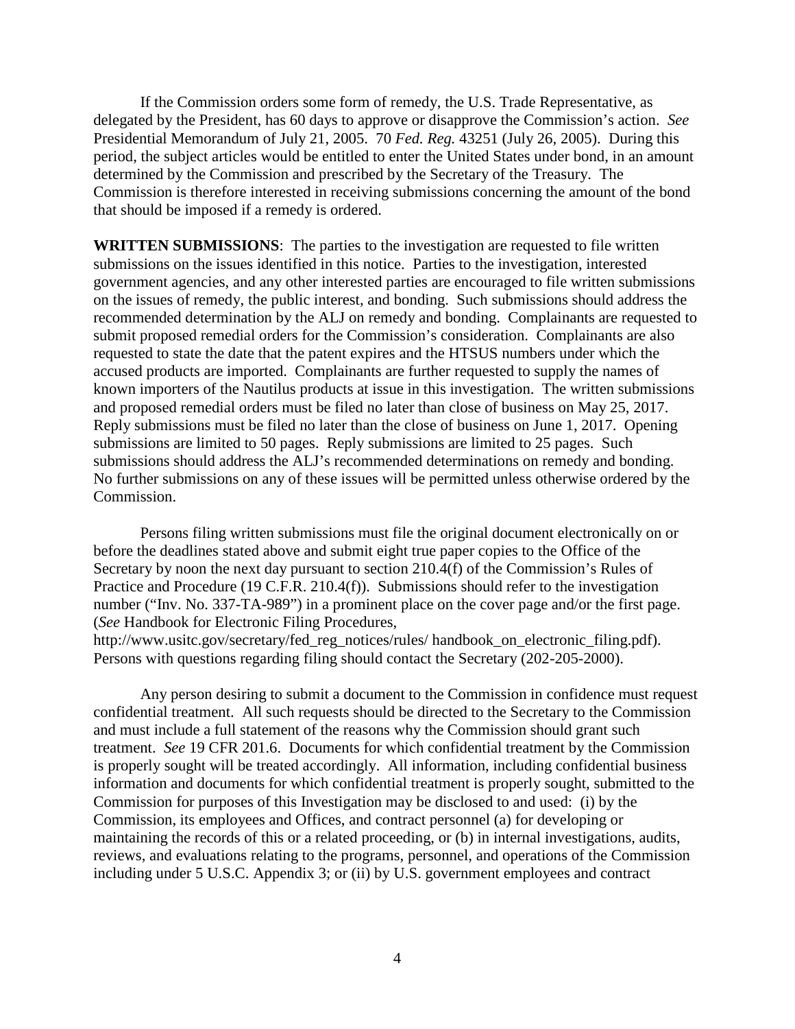If the Commission orders some form of remedy, the U.S. Trade Representative, as delegated by the President, has 60 days to approve or disapprove the Commission's action. *See* Presidential Memorandum of July 21, 2005. 70 *Fed. Reg.* 43251 (July 26, 2005). During this period, the subject articles would be entitled to enter the United States under bond, in an amount determined by the Commission and prescribed by the Secretary of the Treasury. The Commission is therefore interested in receiving submissions concerning the amount of the bond that should be imposed if a remedy is ordered.

**WRITTEN SUBMISSIONS**: The parties to the investigation are requested to file written submissions on the issues identified in this notice. Parties to the investigation, interested government agencies, and any other interested parties are encouraged to file written submissions on the issues of remedy, the public interest, and bonding. Such submissions should address the recommended determination by the ALJ on remedy and bonding. Complainants are requested to submit proposed remedial orders for the Commission's consideration. Complainants are also requested to state the date that the patent expires and the HTSUS numbers under which the accused products are imported. Complainants are further requested to supply the names of known importers of the Nautilus products at issue in this investigation. The written submissions and proposed remedial orders must be filed no later than close of business on May 25, 2017. Reply submissions must be filed no later than the close of business on June 1, 2017. Opening submissions are limited to 50 pages. Reply submissions are limited to 25 pages. Such submissions should address the ALJ's recommended determinations on remedy and bonding. No further submissions on any of these issues will be permitted unless otherwise ordered by the Commission.

Persons filing written submissions must file the original document electronically on or before the deadlines stated above and submit eight true paper copies to the Office of the Secretary by noon the next day pursuant to section 210.4(f) of the Commission's Rules of Practice and Procedure (19 C.F.R. 210.4(f)). Submissions should refer to the investigation number ("Inv. No. 337-TA-989") in a prominent place on the cover page and/or the first page. (*See* Handbook for Electronic Filing Procedures, http://www.usitc.gov/secretary/fed_reg_notices/rules/ handbook_on_electronic_filing.pdf). Persons with questions regarding filing should contact the Secretary (202-205-2000).

Any person desiring to submit a document to the Commission in confidence must request confidential treatment. All such requests should be directed to the Secretary to the Commission and must include a full statement of the reasons why the Commission should grant such treatment. *See* 19 CFR 201.6. Documents for which confidential treatment by the Commission is properly sought will be treated accordingly. All information, including confidential business information and documents for which confidential treatment is properly sought, submitted to the Commission for purposes of this Investigation may be disclosed to and used: (i) by the Commission, its employees and Offices, and contract personnel (a) for developing or maintaining the records of this or a related proceeding, or (b) in internal investigations, audits, reviews, and evaluations relating to the programs, personnel, and operations of the Commission including under 5 U.S.C. Appendix 3; or (ii) by U.S. government employees and contract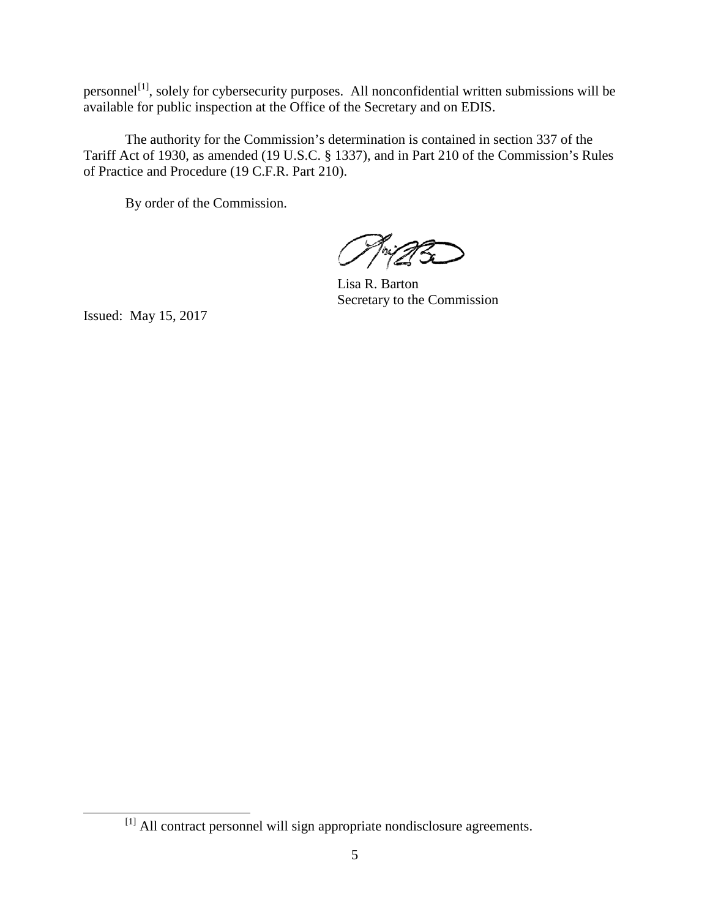personnel[1], solely for cybersecurity purposes. All nonconfidential written submissions will be available for public inspection at the Office of the Secretary and on EDIS.

The authority for the Commission's determination is contained in section 337 of the Tariff Act of 1930, as amended (19 U.S.C. § 1337), and in Part 210 of the Commission's Rules of Practice and Procedure (19 C.F.R. Part 210).

By order of the Commission.

Lisa R. Barton
Secretary to the Commission

Issued: May 15, 2017

[1] All contract personnel will sign appropriate nondisclosure agreements.